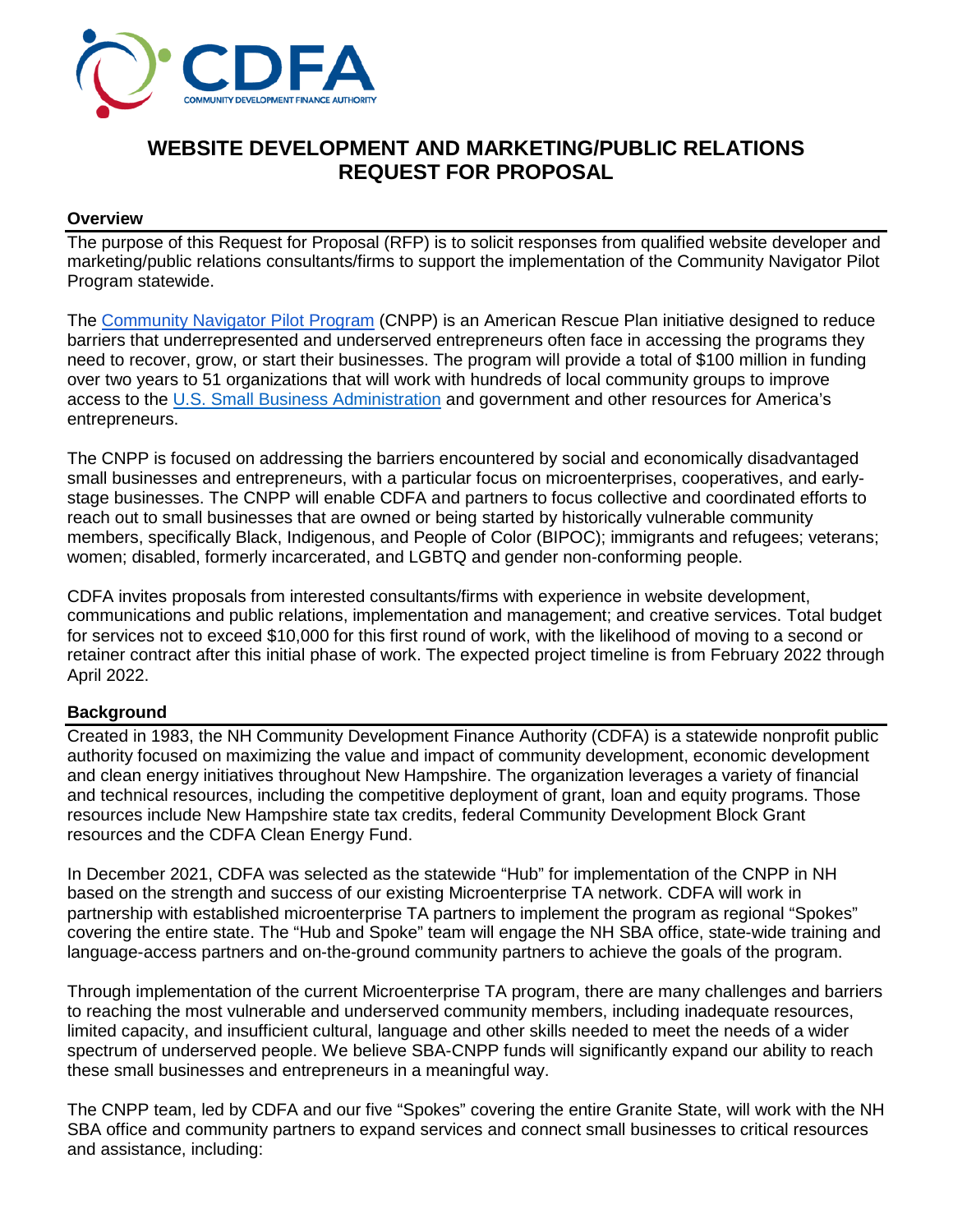# WEBSITE DEVELOPMENT AND MARKETING/PUBLIC RELATIONS REQUEST FOR PROPOSAL

## Overview

The purpose of this Request for Proposal (RFP) is to solicit responses from qualified website developer and marketing/public relations consultants/firms to support the implementation of the Community Navigator Pilot Program statewide.

The Community Navigator Pilot Program (CNPP) is an American Rescue Plan initiative designed to reduce barriers that underrepresented and underserved entrepreneurs often face in accessing the programs they need to recover, grow, or start their businesses. The program will provide a total of $100 million in funding over two years to 51 organizations that will work with hundreds of local community groups to improve access to the U.S. Small Business Administration and government and other resources for America's entrepreneurs.

The CNPP is focused on addressing the barriers encountered by social and economically disadvantaged small businesses and entrepreneurs, with a particular focus on microenterprises, cooperatives, and early-stage businesses. The CNPP will enable CDFA and partners to focus collective and coordinated efforts to reach out to small businesses that are owned or being started by historically vulnerable community members, specifically Black, Indigenous, and People of Color (BIPOC); immigrants and refugees; veterans; women; disabled, formerly incarcerated, and LGBTQ and gender non-conforming people.

CDFA invites proposals from interested consultants/firms with experience in website development, communications and public relations, implementation and management; and creative services. Total budget for services not to exceed $10,000 for this first round of work, with the likelihood of moving to a second or retainer contract after this initial phase of work. The expected project timeline is from February 2022 through April 2022.

## Background

Created in 1983, the NH Community Development Finance Authority (CDFA) is a statewide nonprofit public authority focused on maximizing the value and impact of community development, economic development and clean energy initiatives throughout New Hampshire. The organization leverages a variety of financial and technical resources, including the competitive deployment of grant, loan and equity programs. Those resources include New Hampshire state tax credits, federal Community Development Block Grant resources and the CDFA Clean Energy Fund.

In December 2021, CDFA was selected as the statewide "Hub" for implementation of the CNPP in NH based on the strength and success of our existing Microenterprise TA network. CDFA will work in partnership with established microenterprise TA partners to implement the program as regional "Spokes" covering the entire state. The "Hub and Spoke" team will engage the NH SBA office, state-wide training and language-access partners and on-the-ground community partners to achieve the goals of the program.

Through implementation of the current Microenterprise TA program, there are many challenges and barriers to reaching the most vulnerable and underserved community members, including inadequate resources, limited capacity, and insufficient cultural, language and other skills needed to meet the needs of a wider spectrum of underserved people. We believe SBA-CNPP funds will significantly expand our ability to reach these small businesses and entrepreneurs in a meaningful way.

The CNPP team, led by CDFA and our five "Spokes" covering the entire Granite State, will work with the NH SBA office and community partners to expand services and connect small businesses to critical resources and assistance, including: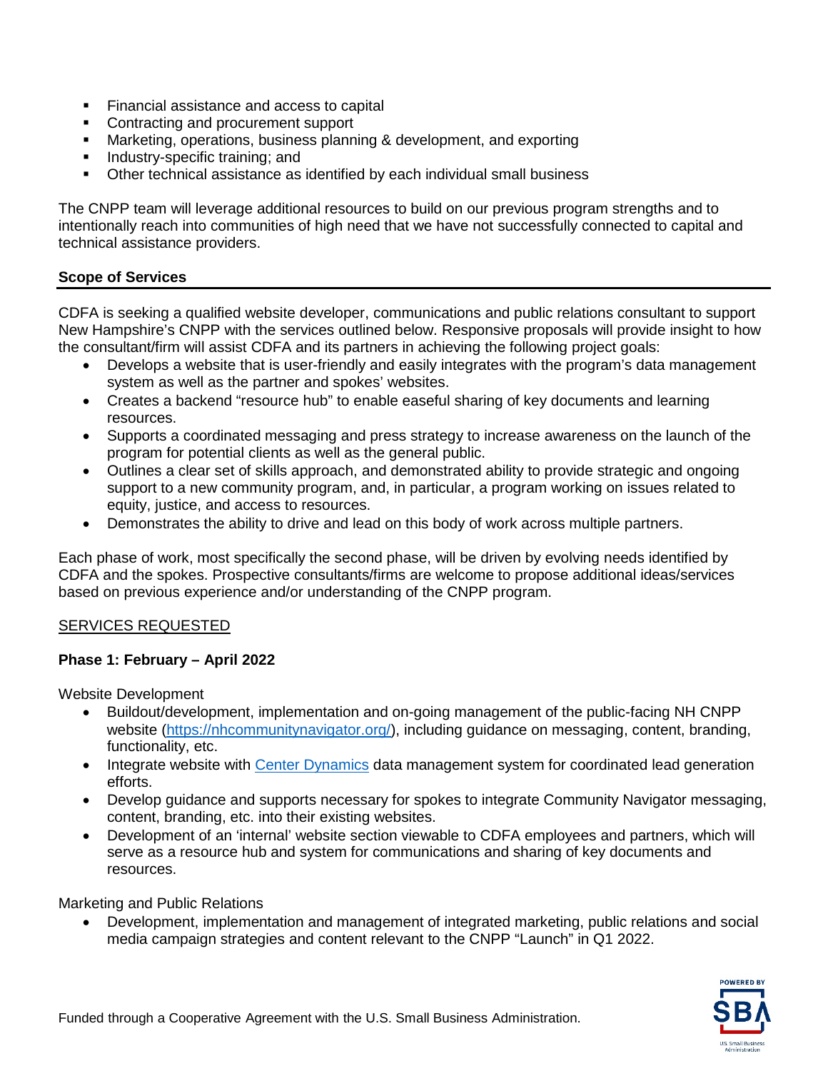- Financial assistance and access to capital
- Contracting and procurement support
- Marketing, operations, business planning & development, and exporting
- Industry-specific training; and
- Other technical assistance as identified by each individual small business

The CNPP team will leverage additional resources to build on our previous program strengths and to intentionally reach into communities of high need that we have not successfully connected to capital and technical assistance providers.

## Scope of Services

CDFA is seeking a qualified website developer, communications and public relations consultant to support New Hampshire's CNPP with the services outlined below. Responsive proposals will provide insight to how the consultant/firm will assist CDFA and its partners in achieving the following project goals:

- Develops a website that is user-friendly and easily integrates with the program's data management system as well as the partner and spokes' websites.
- Creates a backend "resource hub" to enable easeful sharing of key documents and learning resources.
- Supports a coordinated messaging and press strategy to increase awareness on the launch of the program for potential clients as well as the general public.
- Outlines a clear set of skills approach, and demonstrated ability to provide strategic and ongoing support to a new community program, and, in particular, a program working on issues related to equity, justice, and access to resources.
- Demonstrates the ability to drive and lead on this body of work across multiple partners.

Each phase of work, most specifically the second phase, will be driven by evolving needs identified by CDFA and the spokes. Prospective consultants/firms are welcome to propose additional ideas/services based on previous experience and/or understanding of the CNPP program.

SERVICES REQUESTED

### Phase 1: February – April 2022

Website Development

- Buildout/development, implementation and on-going management of the public-facing NH CNPP website (https://nhcommunitynavigator.org/), including guidance on messaging, content, branding, functionality, etc.
- Integrate website with Center Dynamics data management system for coordinated lead generation efforts.
- Develop guidance and supports necessary for spokes to integrate Community Navigator messaging, content, branding, etc. into their existing websites.
- Development of an 'internal' website section viewable to CDFA employees and partners, which will serve as a resource hub and system for communications and sharing of key documents and resources.

Marketing and Public Relations

- Development, implementation and management of integrated marketing, public relations and social media campaign strategies and content relevant to the CNPP "Launch" in Q1 2022.

Funded through a Cooperative Agreement with the U.S. Small Business Administration.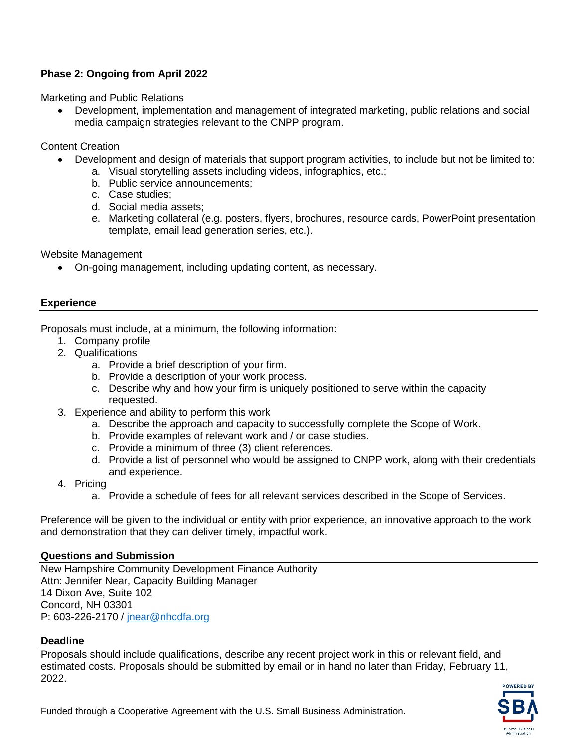**Phase 2: Ongoing from April 2022**

Marketing and Public Relations

- Development, implementation and management of integrated marketing, public relations and social media campaign strategies relevant to the CNPP program.

Content Creation

- Development and design of materials that support program activities, to include but not be limited to:
    a. Visual storytelling assets including videos, infographics, etc.;
    b. Public service announcements;
    c. Case studies;
    d. Social media assets;
    e. Marketing collateral (e.g. posters, flyers, brochures, resource cards, PowerPoint presentation template, email lead generation series, etc.).

Website Management

- On-going management, including updating content, as necessary.

## Experience

Proposals must include, at a minimum, the following information:

1. Company profile
2. Qualifications
    a. Provide a brief description of your firm.
    b. Provide a description of your work process.
    c. Describe why and how your firm is uniquely positioned to serve within the capacity requested.
3. Experience and ability to perform this work
    a. Describe the approach and capacity to successfully complete the Scope of Work.
    b. Provide examples of relevant work and / or case studies.
    c. Provide a minimum of three (3) client references.
    d. Provide a list of personnel who would be assigned to CNPP work, along with their credentials and experience.
4. Pricing
    a. Provide a schedule of fees for all relevant services described in the Scope of Services.

Preference will be given to the individual or entity with prior experience, an innovative approach to the work and demonstration that they can deliver timely, impactful work.

## Questions and Submission

New Hampshire Community Development Finance Authority
Attn: Jennifer Near, Capacity Building Manager
14 Dixon Ave, Suite 102
Concord, NH 03301
P: 603-226-2170 / jnear@nhcdfa.org

## Deadline

Proposals should include qualifications, describe any recent project work in this or relevant field, and estimated costs. Proposals should be submitted by email or in hand no later than Friday, February 11, 2022.

Funded through a Cooperative Agreement with the U.S. Small Business Administration.

POWERED BY SBA U.S. Small Business Administration